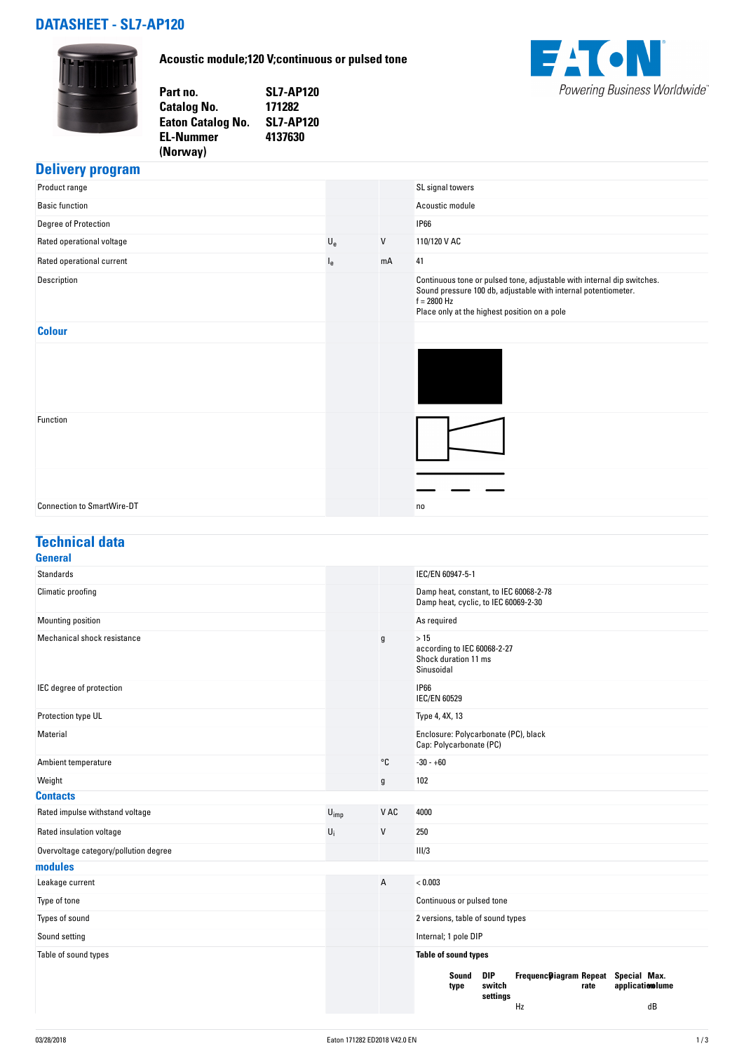# DATASHEET - SL7-AP120

**Acoustic module;120 V;continuous or pulsed tone**

| | |
|---|---|
| **Part no.** | **SL7-AP120** |
| **Catalog No.** | **171282** |
| **Eaton Catalog No.** | **SL7-AP120** |
| **EL-Nummer (Norway)** | **4137630** |

## Delivery program

| | | | |
|---|---|---|---|
| Product range | | | SL signal towers |
| Basic function | | | Acoustic module |
| Degree of Protection | | | IP66 |
| Rated operational voltage | $U_e$ | V | 110/120 V AC |
| Rated operational current | $I_e$ | mA | 41 |
| Description | | | Continuous tone or pulsed tone, adjustable with internal dip switches.<br>Sound pressure 100 db, adjustable with internal potentiometer.<br>f = 2800 Hz<br>Place only at the highest position on a pole |
| **Colour** | | | |
| Function | | | |
| Connection to SmartWire-DT | | | no |

## Technical data

### General

| | | | |
|---|---|---|---|
| Standards | | | IEC/EN 60947-5-1 |
| Climatic proofing | | | Damp heat, constant, to IEC 60068-2-78<br>Damp heat, cyclic, to IEC 60069-2-30 |
| Mounting position | | | As required |
| Mechanical shock resistance | | g | > 15<br>according to IEC 60068-2-27<br>Shock duration 11 ms<br>Sinusoidal |
| IEC degree of protection | | | IP66<br>IEC/EN 60529 |
| Protection type UL | | | Type 4, 4X, 13 |
| Material | | | Enclosure: Polycarbonate (PC), black<br>Cap: Polycarbonate (PC) |
| Ambient temperature | | °C | -30 - +60 |
| Weight | | g | 102 |

### Contacts

| | | | |
|---|---|---|---|
| Rated impulse withstand voltage | $U_{imp}$ | V AC | 4000 |
| Rated insulation voltage | $U_i$ | V | 250 |
| Overvoltage category/pollution degree | | | III/3 |

### modules

| | | | |
|---|---|---|---|
| Leakage current | | A | < 0.003 |
| Type of tone | | | Continuous or pulsed tone |
| Types of sound | | | 2 versions, table of sound types |
| Sound setting | | | Internal; 1 pole DIP |
| Table of sound types | | | **Table of sound types** |

| Sound type | DIP switch settings | Frequency | Diagram | Repeat rate | Special application | Max. volume |
|---|---|---|---|---|---|---|
| | | Hz | | | | dB |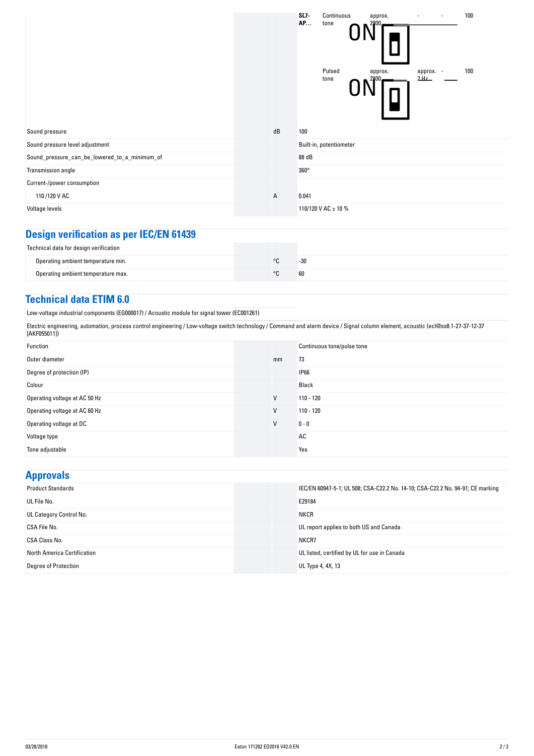| | | | | | | | |
|---|---|---|---|---|---|---|---|
| | | **SL7-AP...** | Continuous tone | approx. 2900 | - | - | 100 |
| | | | Pulsed tone | approx. 2900 | approx. 2 Hz | - | 100 |

| | | |
|---|---|---|
| Sound pressure | dB | 100 |
| Sound pressure level adjustment | | Built-in, potentiometer |
| Sound_pressure_can_be_lowered_to_a_minimum_of | | 88 dB |
| Transmission angle | | 360° |
| Current-/power consumption | | |
| 110 /120 V AC | A | 0.041 |
| Voltage levels | | 110/120 V AC ± 10 % |

## Design verification as per IEC/EN 61439

| | | |
|---|---|---|
| Technical data for design verification | | |
| Operating ambient temperature min. | °C | -30 |
| Operating ambient temperature max. | °C | 60 |

## Technical data ETIM 6.0

Low-voltage industrial components (EG000017) / Acoustic module for signal tower (EC001261)

Electric engineering, automation, process control engineering / Low-voltage switch technology / Command and alarm device / Signal column element, acoustic (ecl@ss8.1-27-37-12-37 [AKF055011])

| | | |
|---|---|---|
| Function | | Continuous tone/pulse tone |
| Outer diameter | mm | 73 |
| Degree of protection (IP) | | IP66 |
| Colour | | Black |
| Operating voltage at AC 50 Hz | V | 110 - 120 |
| Operating voltage at AC 60 Hz | V | 110 - 120 |
| Operating voltage at DC | V | 0 - 0 |
| Voltage type | | AC |
| Tone adjustable | | Yes |

## Approvals

| | |
|---|---|
| Product Standards | IEC/EN 60947-5-1; UL 508; CSA-C22.2 No. 14-10; CSA-C22.2 No. 94-91; CE marking |
| UL File No. | E29184 |
| UL Category Control No. | NKCR |
| CSA File No. | UL report applies to both US and Canada |
| CSA Class No. | NKCR7 |
| North America Certification | UL listed, certified by UL for use in Canada |
| Degree of Protection | UL Type 4, 4X, 13 |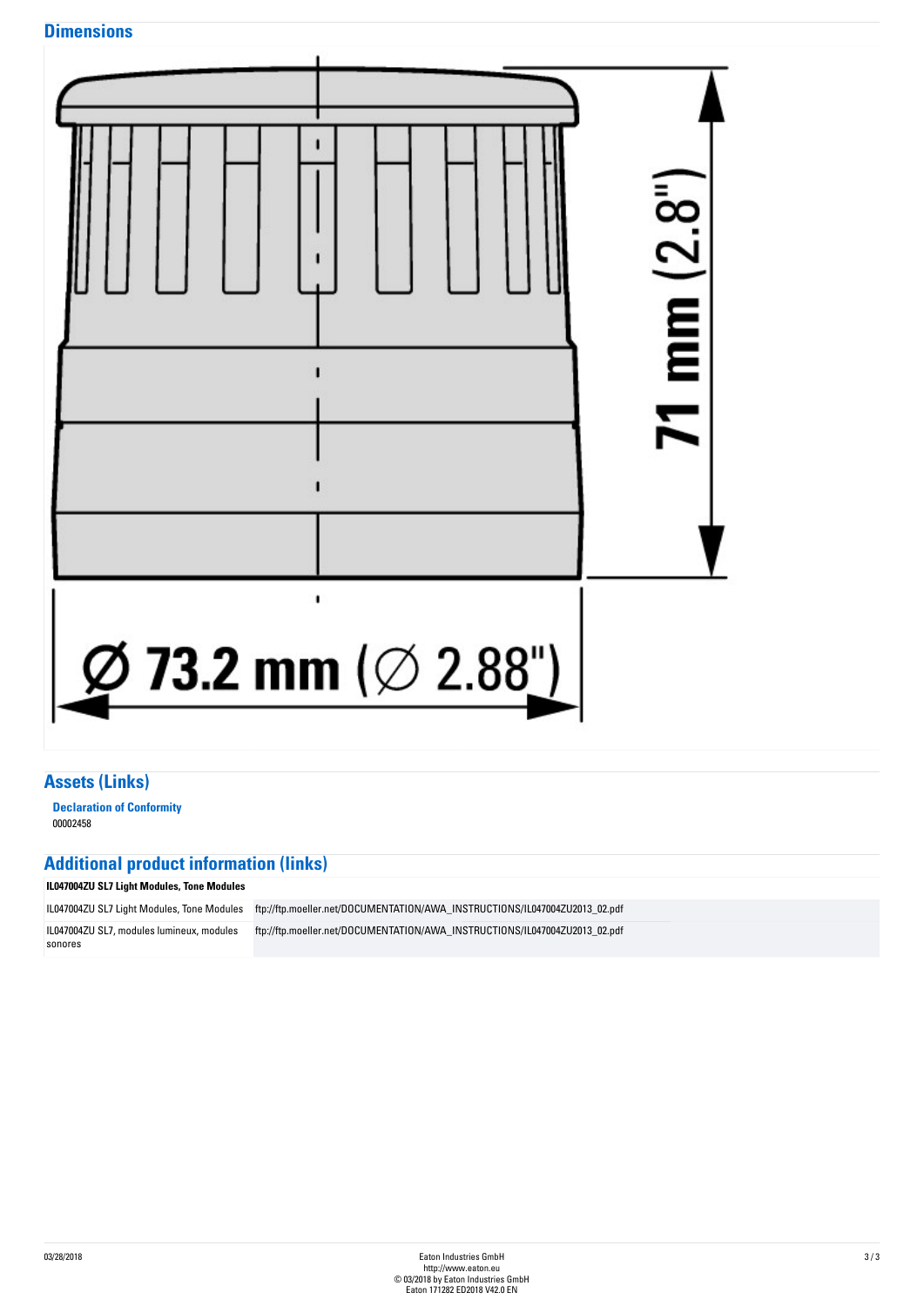## Dimensions

71 mm (2.8")

Ø 73.2 mm (Ø 2.88")

## Assets (Links)

**Declaration of Conformity**

00002458

## Additional product information (links)

**IL047004ZU SL7 Light Modules, Tone Modules**

| | |
|---|---|
| IL047004ZU SL7 Light Modules, Tone Modules | ftp://ftp.moeller.net/DOCUMENTATION/AWA_INSTRUCTIONS/IL047004ZU2013_02.pdf |
| IL047004ZU SL7, modules lumineux, modules sonores | ftp://ftp.moeller.net/DOCUMENTATION/AWA_INSTRUCTIONS/IL047004ZU2013_02.pdf |